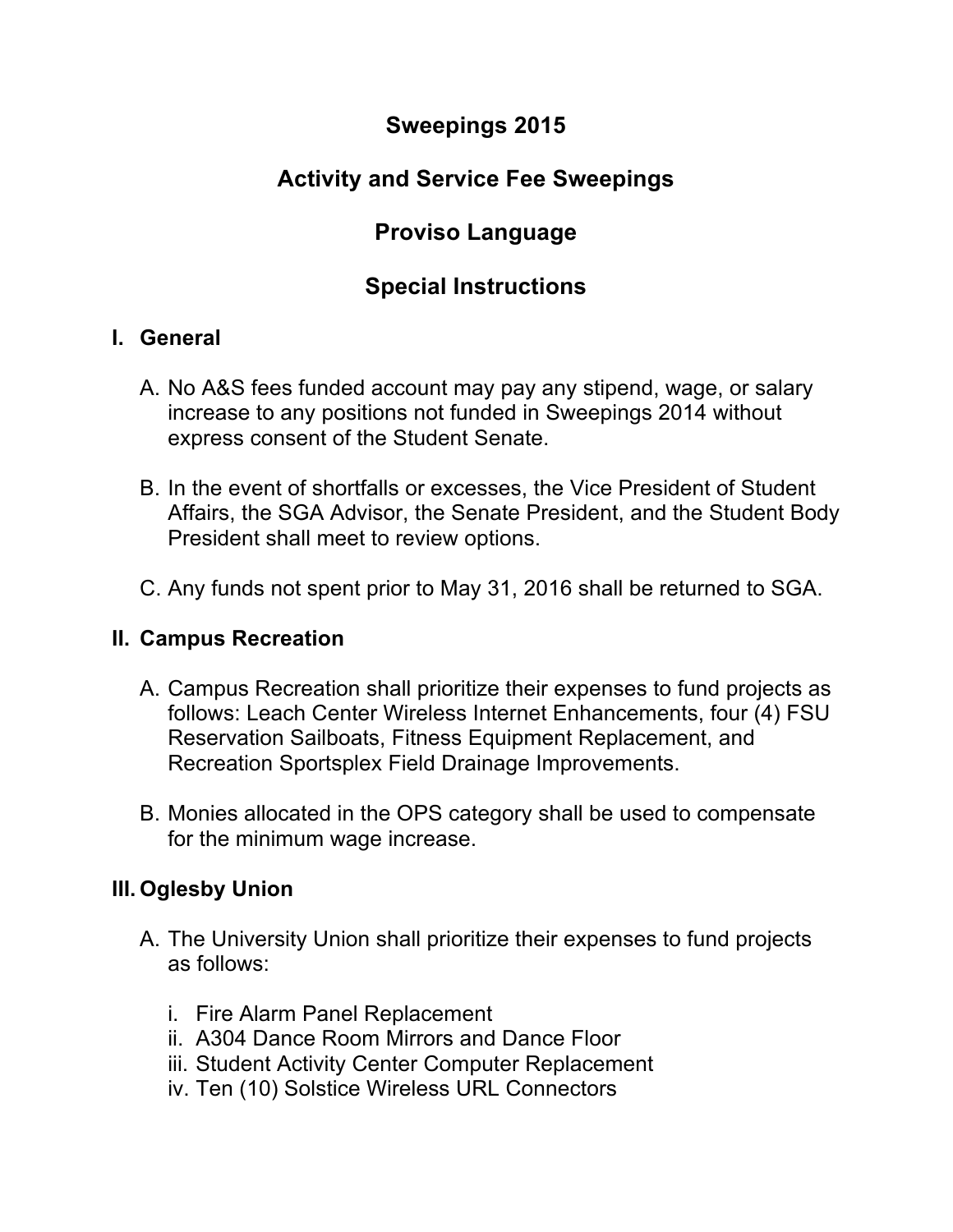# Sweepings 2015

# Activity and Service Fee Sweepings

# Proviso Language

# Special Instructions

## I. General

A. No A&S fees funded account may pay any stipend, wage, or salary increase to any positions not funded in Sweepings 2014 without express consent of the Student Senate.

B. In the event of shortfalls or excesses, the Vice President of Student Affairs, the SGA Advisor, the Senate President, and the Student Body President shall meet to review options.

C. Any funds not spent prior to May 31, 2016 shall be returned to SGA.

## II. Campus Recreation

A. Campus Recreation shall prioritize their expenses to fund projects as follows: Leach Center Wireless Internet Enhancements, four (4) FSU Reservation Sailboats, Fitness Equipment Replacement, and Recreation Sportsplex Field Drainage Improvements.

B. Monies allocated in the OPS category shall be used to compensate for the minimum wage increase.

## III. Oglesby Union

A. The University Union shall prioritize their expenses to fund projects as follows:

i. Fire Alarm Panel Replacement
ii. A304 Dance Room Mirrors and Dance Floor
iii. Student Activity Center Computer Replacement
iv. Ten (10) Solstice Wireless URL Connectors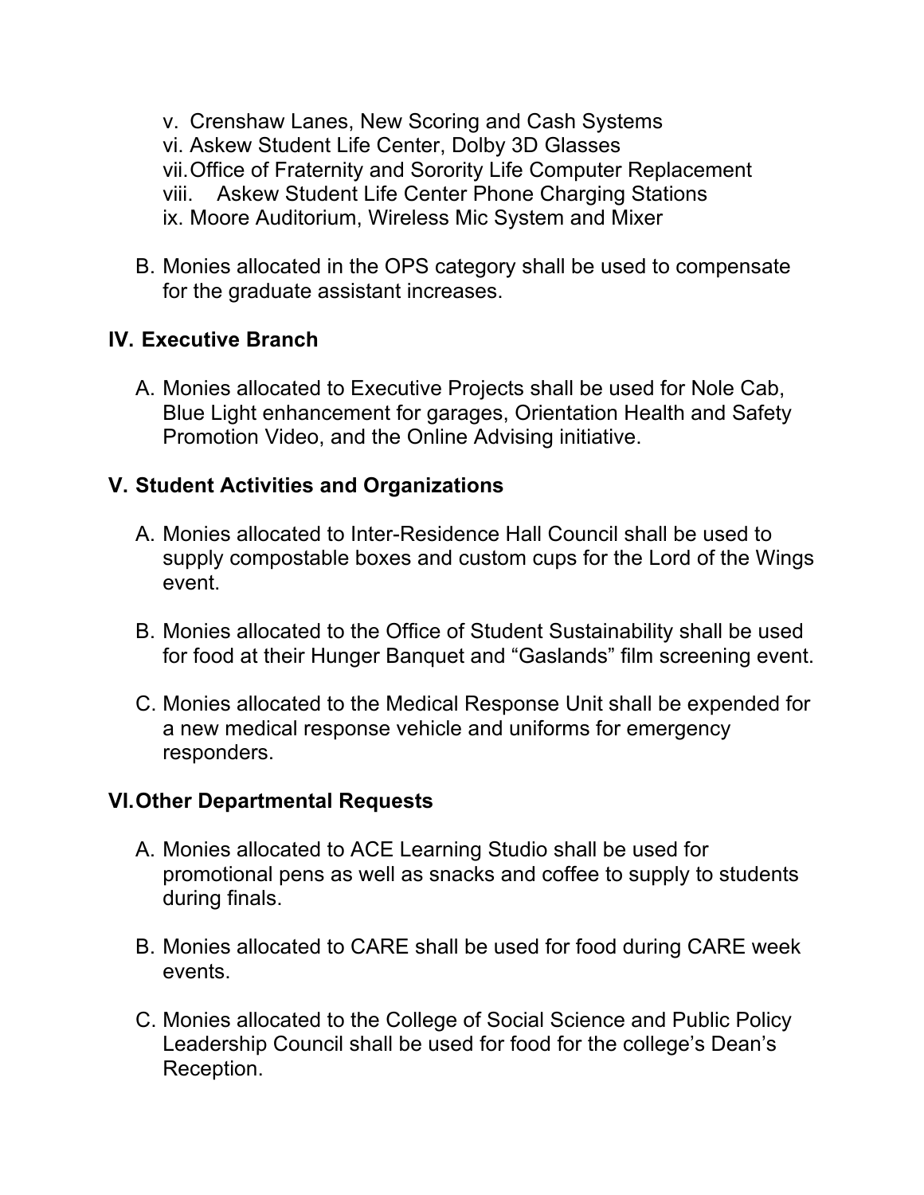v. Crenshaw Lanes, New Scoring and Cash Systems
vi. Askew Student Life Center, Dolby 3D Glasses
vii. Office of Fraternity and Sorority Life Computer Replacement
viii. Askew Student Life Center Phone Charging Stations
ix. Moore Auditorium, Wireless Mic System and Mixer

B. Monies allocated in the OPS category shall be used to compensate for the graduate assistant increases.

## IV. Executive Branch

A. Monies allocated to Executive Projects shall be used for Nole Cab, Blue Light enhancement for garages, Orientation Health and Safety Promotion Video, and the Online Advising initiative.

## V. Student Activities and Organizations

A. Monies allocated to Inter-Residence Hall Council shall be used to supply compostable boxes and custom cups for the Lord of the Wings event.

B. Monies allocated to the Office of Student Sustainability shall be used for food at their Hunger Banquet and "Gaslands" film screening event.

C. Monies allocated to the Medical Response Unit shall be expended for a new medical response vehicle and uniforms for emergency responders.

## VI. Other Departmental Requests

A. Monies allocated to ACE Learning Studio shall be used for promotional pens as well as snacks and coffee to supply to students during finals.

B. Monies allocated to CARE shall be used for food during CARE week events.

C. Monies allocated to the College of Social Science and Public Policy Leadership Council shall be used for food for the college's Dean's Reception.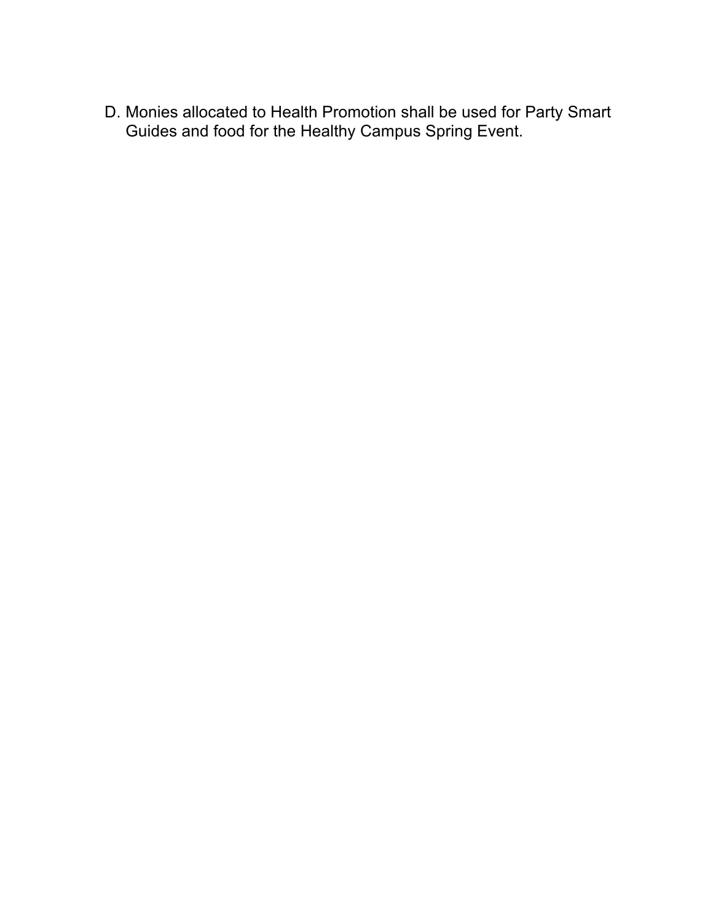D. Monies allocated to Health Promotion shall be used for Party Smart Guides and food for the Healthy Campus Spring Event.